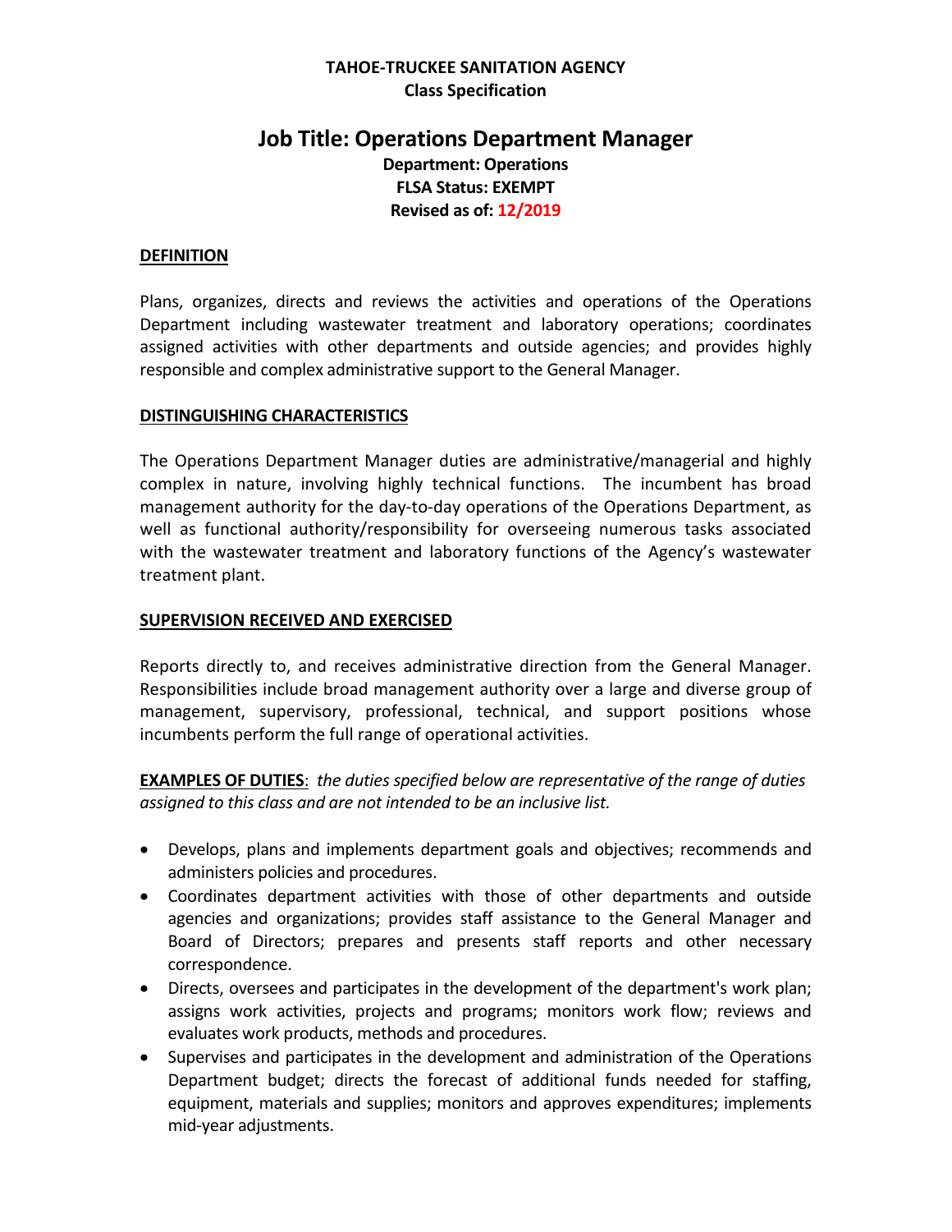**TAHOE-TRUCKEE SANITATION AGENCY**
**Class Specification**

# Job Title: Operations Department Manager

**Department: Operations**
**FLSA Status: EXEMPT**
**Revised as of: 12/2019**

## DEFINITION

Plans, organizes, directs and reviews the activities and operations of the Operations Department including wastewater treatment and laboratory operations; coordinates assigned activities with other departments and outside agencies; and provides highly responsible and complex administrative support to the General Manager.

## DISTINGUISHING CHARACTERISTICS

The Operations Department Manager duties are administrative/managerial and highly complex in nature, involving highly technical functions. The incumbent has broad management authority for the day-to-day operations of the Operations Department, as well as functional authority/responsibility for overseeing numerous tasks associated with the wastewater treatment and laboratory functions of the Agency's wastewater treatment plant.

## SUPERVISION RECEIVED AND EXERCISED

Reports directly to, and receives administrative direction from the General Manager. Responsibilities include broad management authority over a large and diverse group of management, supervisory, professional, technical, and support positions whose incumbents perform the full range of operational activities.

**EXAMPLES OF DUTIES**: *the duties specified below are representative of the range of duties assigned to this class and are not intended to be an inclusive list.*

- Develops, plans and implements department goals and objectives; recommends and administers policies and procedures.
- Coordinates department activities with those of other departments and outside agencies and organizations; provides staff assistance to the General Manager and Board of Directors; prepares and presents staff reports and other necessary correspondence.
- Directs, oversees and participates in the development of the department's work plan; assigns work activities, projects and programs; monitors work flow; reviews and evaluates work products, methods and procedures.
- Supervises and participates in the development and administration of the Operations Department budget; directs the forecast of additional funds needed for staffing, equipment, materials and supplies; monitors and approves expenditures; implements mid-year adjustments.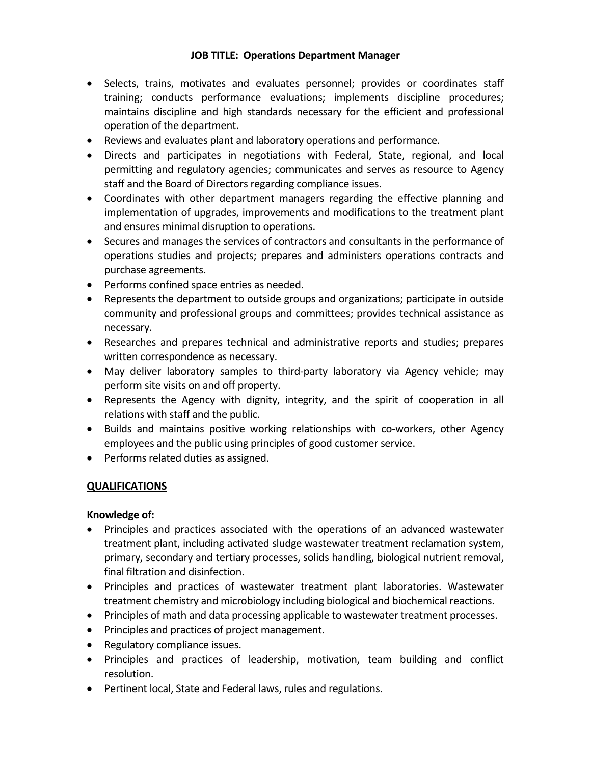**JOB TITLE: Operations Department Manager**

- Selects, trains, motivates and evaluates personnel; provides or coordinates staff training; conducts performance evaluations; implements discipline procedures; maintains discipline and high standards necessary for the efficient and professional operation of the department.
- Reviews and evaluates plant and laboratory operations and performance.
- Directs and participates in negotiations with Federal, State, regional, and local permitting and regulatory agencies; communicates and serves as resource to Agency staff and the Board of Directors regarding compliance issues.
- Coordinates with other department managers regarding the effective planning and implementation of upgrades, improvements and modifications to the treatment plant and ensures minimal disruption to operations.
- Secures and manages the services of contractors and consultants in the performance of operations studies and projects; prepares and administers operations contracts and purchase agreements.
- Performs confined space entries as needed.
- Represents the department to outside groups and organizations; participate in outside community and professional groups and committees; provides technical assistance as necessary.
- Researches and prepares technical and administrative reports and studies; prepares written correspondence as necessary.
- May deliver laboratory samples to third-party laboratory via Agency vehicle; may perform site visits on and off property.
- Represents the Agency with dignity, integrity, and the spirit of cooperation in all relations with staff and the public.
- Builds and maintains positive working relationships with co-workers, other Agency employees and the public using principles of good customer service.
- Performs related duties as assigned.

## QUALIFICATIONS

### Knowledge of:

- Principles and practices associated with the operations of an advanced wastewater treatment plant, including activated sludge wastewater treatment reclamation system, primary, secondary and tertiary processes, solids handling, biological nutrient removal, final filtration and disinfection.
- Principles and practices of wastewater treatment plant laboratories. Wastewater treatment chemistry and microbiology including biological and biochemical reactions.
- Principles of math and data processing applicable to wastewater treatment processes.
- Principles and practices of project management.
- Regulatory compliance issues.
- Principles and practices of leadership, motivation, team building and conflict resolution.
- Pertinent local, State and Federal laws, rules and regulations.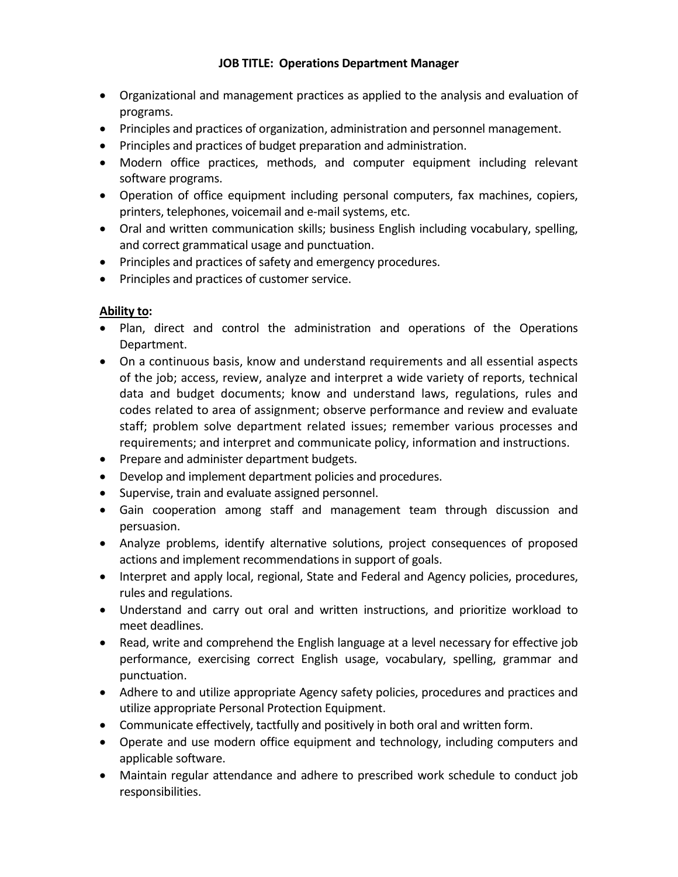**JOB TITLE: Operations Department Manager**

- Organizational and management practices as applied to the analysis and evaluation of programs.
- Principles and practices of organization, administration and personnel management.
- Principles and practices of budget preparation and administration.
- Modern office practices, methods, and computer equipment including relevant software programs.
- Operation of office equipment including personal computers, fax machines, copiers, printers, telephones, voicemail and e-mail systems, etc.
- Oral and written communication skills; business English including vocabulary, spelling, and correct grammatical usage and punctuation.
- Principles and practices of safety and emergency procedures.
- Principles and practices of customer service.

**Ability to:**

- Plan, direct and control the administration and operations of the Operations Department.
- On a continuous basis, know and understand requirements and all essential aspects of the job; access, review, analyze and interpret a wide variety of reports, technical data and budget documents; know and understand laws, regulations, rules and codes related to area of assignment; observe performance and review and evaluate staff; problem solve department related issues; remember various processes and requirements; and interpret and communicate policy, information and instructions.
- Prepare and administer department budgets.
- Develop and implement department policies and procedures.
- Supervise, train and evaluate assigned personnel.
- Gain cooperation among staff and management team through discussion and persuasion.
- Analyze problems, identify alternative solutions, project consequences of proposed actions and implement recommendations in support of goals.
- Interpret and apply local, regional, State and Federal and Agency policies, procedures, rules and regulations.
- Understand and carry out oral and written instructions, and prioritize workload to meet deadlines.
- Read, write and comprehend the English language at a level necessary for effective job performance, exercising correct English usage, vocabulary, spelling, grammar and punctuation.
- Adhere to and utilize appropriate Agency safety policies, procedures and practices and utilize appropriate Personal Protection Equipment.
- Communicate effectively, tactfully and positively in both oral and written form.
- Operate and use modern office equipment and technology, including computers and applicable software.
- Maintain regular attendance and adhere to prescribed work schedule to conduct job responsibilities.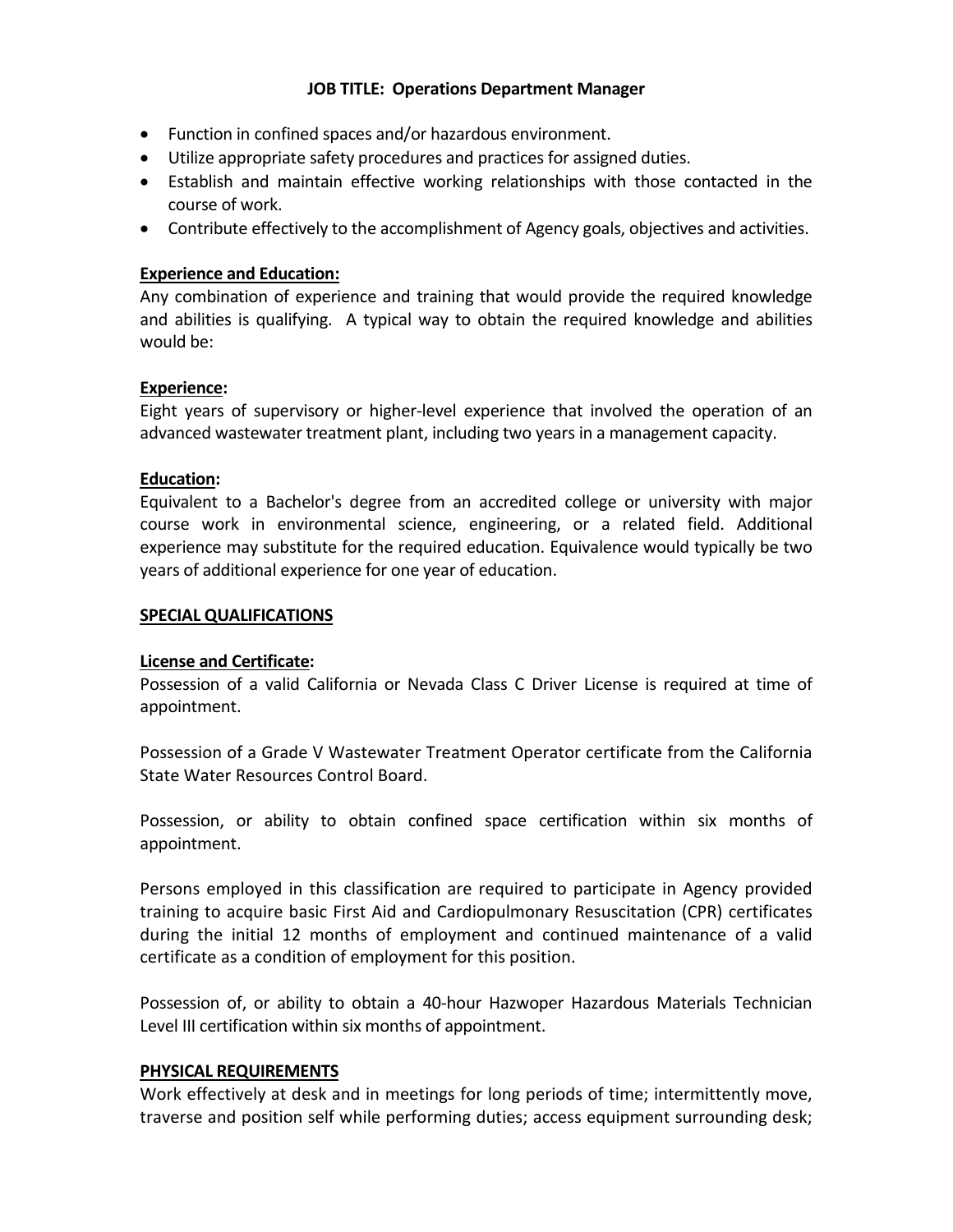**JOB TITLE: Operations Department Manager**

- Function in confined spaces and/or hazardous environment.
- Utilize appropriate safety procedures and practices for assigned duties.
- Establish and maintain effective working relationships with those contacted in the course of work.
- Contribute effectively to the accomplishment of Agency goals, objectives and activities.

**Experience and Education:**

Any combination of experience and training that would provide the required knowledge and abilities is qualifying. A typical way to obtain the required knowledge and abilities would be:

**Experience:**

Eight years of supervisory or higher-level experience that involved the operation of an advanced wastewater treatment plant, including two years in a management capacity.

**Education:**

Equivalent to a Bachelor's degree from an accredited college or university with major course work in environmental science, engineering, or a related field. Additional experience may substitute for the required education. Equivalence would typically be two years of additional experience for one year of education.

**SPECIAL QUALIFICATIONS**

**License and Certificate:**

Possession of a valid California or Nevada Class C Driver License is required at time of appointment.

Possession of a Grade V Wastewater Treatment Operator certificate from the California State Water Resources Control Board.

Possession, or ability to obtain confined space certification within six months of appointment.

Persons employed in this classification are required to participate in Agency provided training to acquire basic First Aid and Cardiopulmonary Resuscitation (CPR) certificates during the initial 12 months of employment and continued maintenance of a valid certificate as a condition of employment for this position.

Possession of, or ability to obtain a 40-hour Hazwoper Hazardous Materials Technician Level III certification within six months of appointment.

**PHYSICAL REQUIREMENTS**

Work effectively at desk and in meetings for long periods of time; intermittently move, traverse and position self while performing duties; access equipment surrounding desk;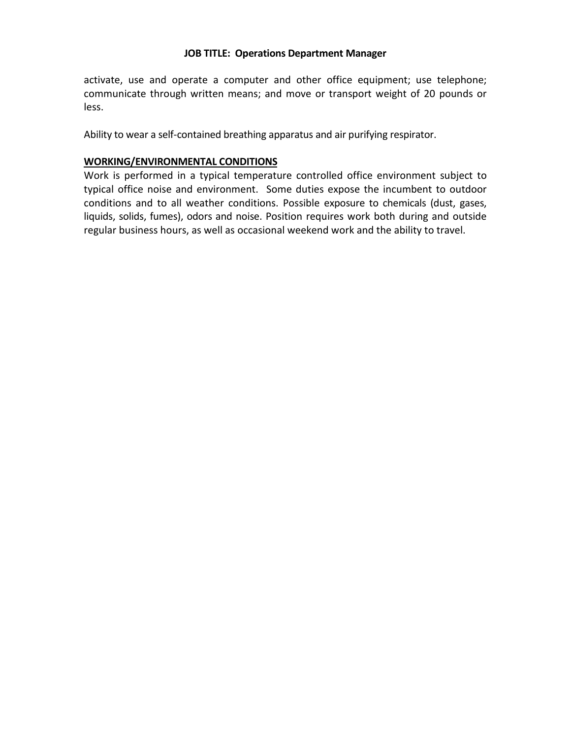activate, use and operate a computer and other office equipment; use telephone; communicate through written means; and move or transport weight of 20 pounds or less.

Ability to wear a self-contained breathing apparatus and air purifying respirator.

## WORKING/ENVIRONMENTAL CONDITIONS

Work is performed in a typical temperature controlled office environment subject to typical office noise and environment. Some duties expose the incumbent to outdoor conditions and to all weather conditions. Possible exposure to chemicals (dust, gases, liquids, solids, fumes), odors and noise. Position requires work both during and outside regular business hours, as well as occasional weekend work and the ability to travel.